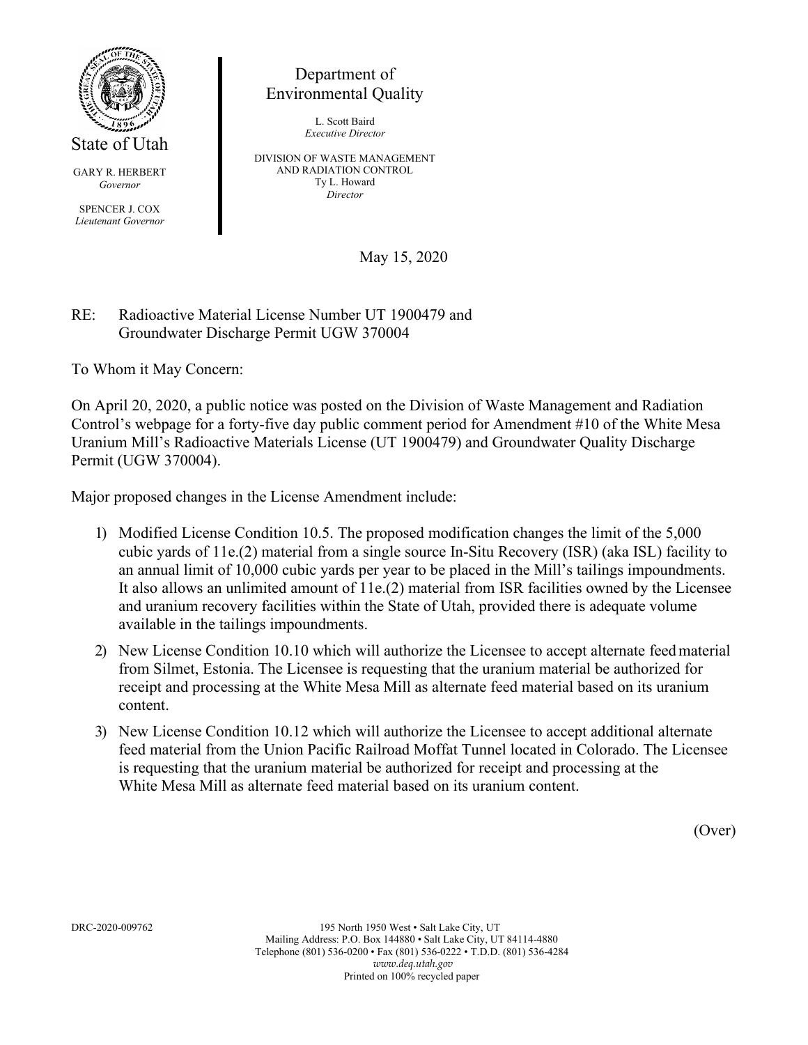State of Utah

GARY R. HERBERT
*Governor*

SPENCER J. COX
*Lieutenant Governor*

Department of
Environmental Quality

L. Scott Baird
*Executive Director*

DIVISION OF WASTE MANAGEMENT
AND RADIATION CONTROL
Ty L. Howard
*Director*

May 15, 2020

RE: Radioactive Material License Number UT 1900479 and
Groundwater Discharge Permit UGW 370004

To Whom it May Concern:

On April 20, 2020, a public notice was posted on the Division of Waste Management and Radiation Control's webpage for a forty-five day public comment period for Amendment #10 of the White Mesa Uranium Mill's Radioactive Materials License (UT 1900479) and Groundwater Quality Discharge Permit (UGW 370004).

Major proposed changes in the License Amendment include:

1) Modified License Condition 10.5. The proposed modification changes the limit of the 5,000 cubic yards of 11e.(2) material from a single source In-Situ Recovery (ISR) (aka ISL) facility to an annual limit of 10,000 cubic yards per year to be placed in the Mill's tailings impoundments. It also allows an unlimited amount of 11e.(2) material from ISR facilities owned by the Licensee and uranium recovery facilities within the State of Utah, provided there is adequate volume available in the tailings impoundments.
2) New License Condition 10.10 which will authorize the Licensee to accept alternate feed material from Silmet, Estonia. The Licensee is requesting that the uranium material be authorized for receipt and processing at the White Mesa Mill as alternate feed material based on its uranium content.
3) New License Condition 10.12 which will authorize the Licensee to accept additional alternate feed material from the Union Pacific Railroad Moffat Tunnel located in Colorado. The Licensee is requesting that the uranium material be authorized for receipt and processing at the White Mesa Mill as alternate feed material based on its uranium content.

(Over)

DRC-2020-009762

195 North 1950 West • Salt Lake City, UT
Mailing Address: P.O. Box 144880 • Salt Lake City, UT 84114-4880
Telephone (801) 536-0200 • Fax (801) 536-0222 • T.D.D. (801) 536-4284
*www.deq.utah.gov*
Printed on 100% recycled paper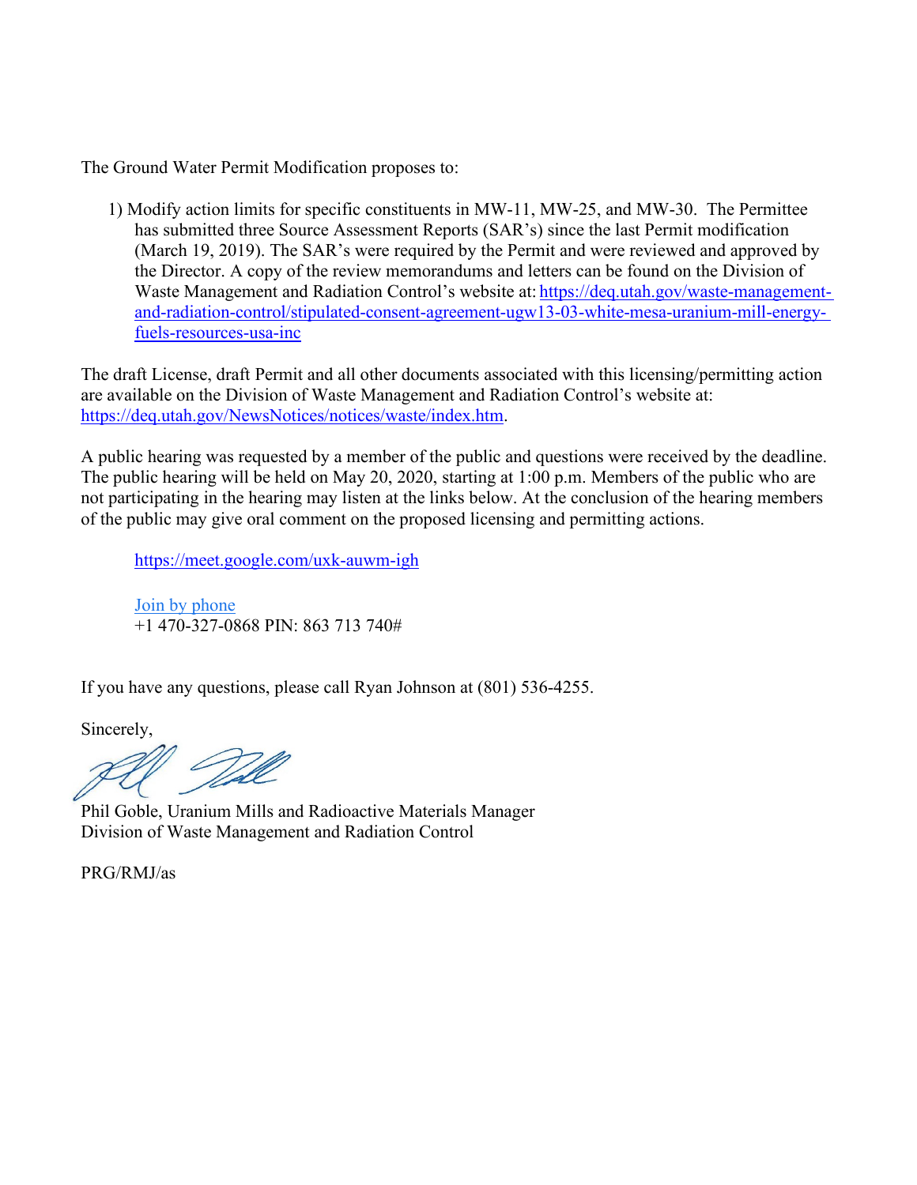The Ground Water Permit Modification proposes to:

1) Modify action limits for specific constituents in MW-11, MW-25, and MW-30. The Permittee has submitted three Source Assessment Reports (SAR's) since the last Permit modification (March 19, 2019). The SAR's were required by the Permit and were reviewed and approved by the Director. A copy of the review memorandums and letters can be found on the Division of Waste Management and Radiation Control's website at: https://deq.utah.gov/waste-management-and-radiation-control/stipulated-consent-agreement-ugw13-03-white-mesa-uranium-mill-energy-fuels-resources-usa-inc

The draft License, draft Permit and all other documents associated with this licensing/permitting action are available on the Division of Waste Management and Radiation Control's website at: https://deq.utah.gov/NewsNotices/notices/waste/index.htm.

A public hearing was requested by a member of the public and questions were received by the deadline. The public hearing will be held on May 20, 2020, starting at 1:00 p.m. Members of the public who are not participating in the hearing may listen at the links below. At the conclusion of the hearing members of the public may give oral comment on the proposed licensing and permitting actions.

https://meet.google.com/uxk-auwm-igh

Join by phone
+1 470-327-0868 PIN: 863 713 740#

If you have any questions, please call Ryan Johnson at (801) 536-4255.

Sincerely,

Phil Goble, Uranium Mills and Radioactive Materials Manager
Division of Waste Management and Radiation Control

PRG/RMJ/as